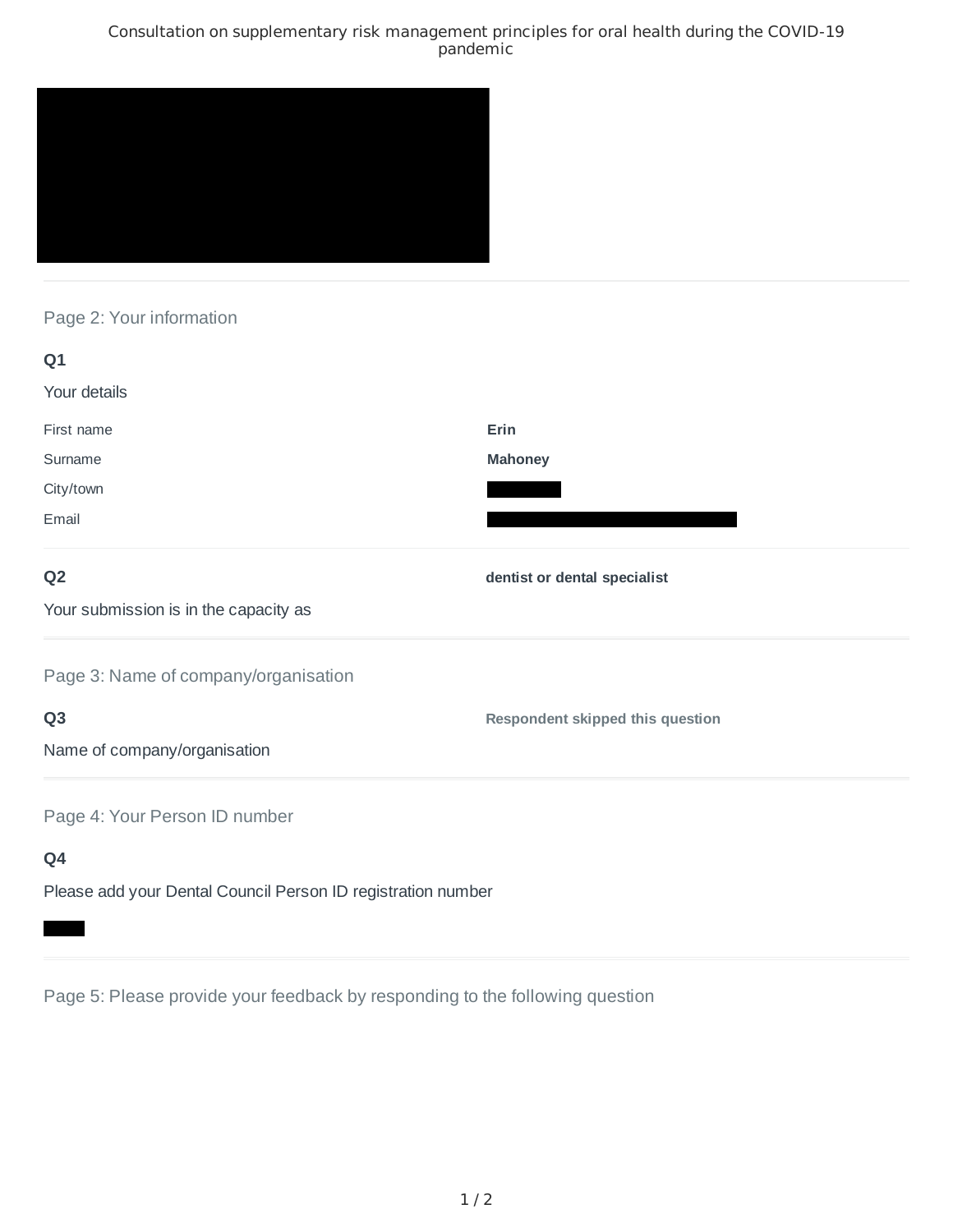# Consultation on supplementary risk management principles for oral health during the COVID-19 pandemic

## Page 2: Your information

**Q1**

Your details

| | |
|---|---|
| First name | **Erin** |
| Surname | **Mahoney** |
| City/town | |
| Email | |

**Q2**

Your submission is in the capacity as

**dentist or dental specialist**

## Page 3: Name of company/organisation

**Q3**

Name of company/organisation

**Respondent skipped this question**

## Page 4: Your Person ID number

**Q4**

Please add your Dental Council Person ID registration number

## Page 5: Please provide your feedback by responding to the following question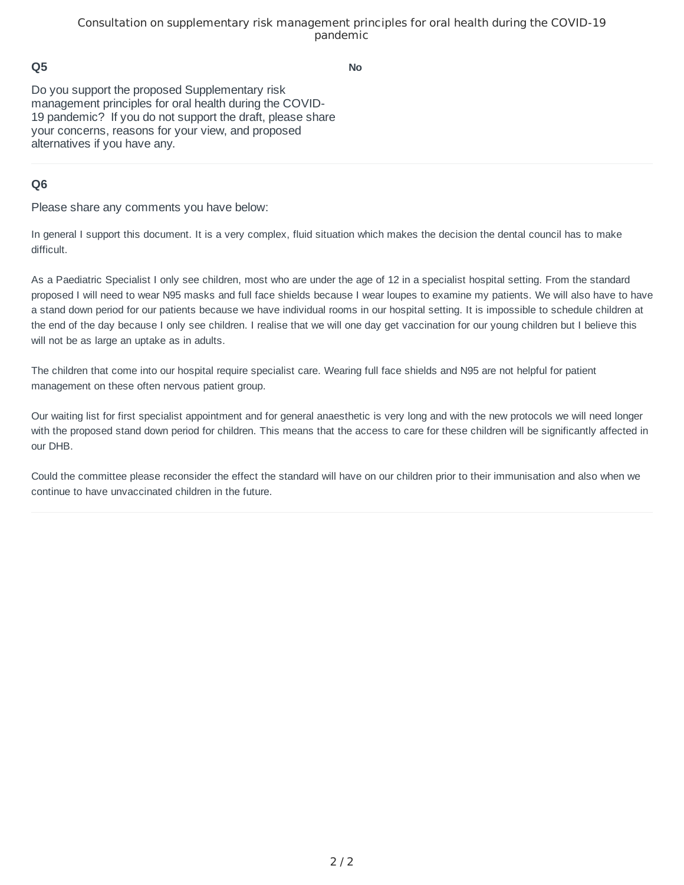**Q5**

Do you support the proposed Supplementary risk management principles for oral health during the COVID-19 pandemic? If you do not support the draft, please share your concerns, reasons for your view, and proposed alternatives if you have any.

**No**

**Q6**

Please share any comments you have below:

In general I support this document. It is a very complex, fluid situation which makes the decision the dental council has to make difficult.

As a Paediatric Specialist I only see children, most who are under the age of 12 in a specialist hospital setting. From the standard proposed I will need to wear N95 masks and full face shields because I wear loupes to examine my patients. We will also have to have a stand down period for our patients because we have individual rooms in our hospital setting. It is impossible to schedule children at the end of the day because I only see children. I realise that we will one day get vaccination for our young children but I believe this will not be as large an uptake as in adults.

The children that come into our hospital require specialist care. Wearing full face shields and N95 are not helpful for patient management on these often nervous patient group.

Our waiting list for first specialist appointment and for general anaesthetic is very long and with the new protocols we will need longer with the proposed stand down period for children. This means that the access to care for these children will be significantly affected in our DHB.

Could the committee please reconsider the effect the standard will have on our children prior to their immunisation and also when we continue to have unvaccinated children in the future.